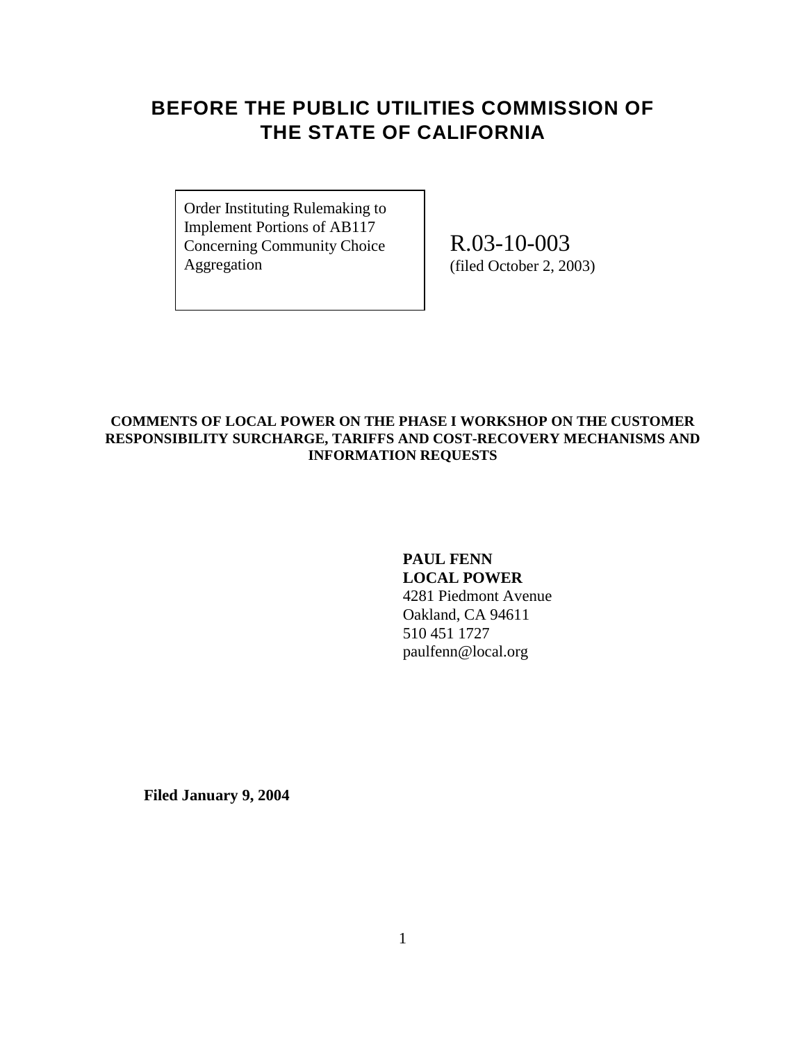# BEFORE THE PUBLIC UTILITIES COMMISSION OF THE STATE OF CALIFORNIA

| | |
|---|---|
| Order Instituting Rulemaking to Implement Portions of AB117 Concerning Community Choice Aggregation | R.03-10-003<br>(filed October 2, 2003) |

**COMMENTS OF LOCAL POWER ON THE PHASE I WORKSHOP ON THE CUSTOMER RESPONSIBILITY SURCHARGE, TARIFFS AND COST-RECOVERY MECHANISMS AND INFORMATION REQUESTS**

**PAUL FENN**
**LOCAL POWER**
4281 Piedmont Avenue
Oakland, CA 94611
510 451 1727
paulfenn@local.org

**Filed January 9, 2004**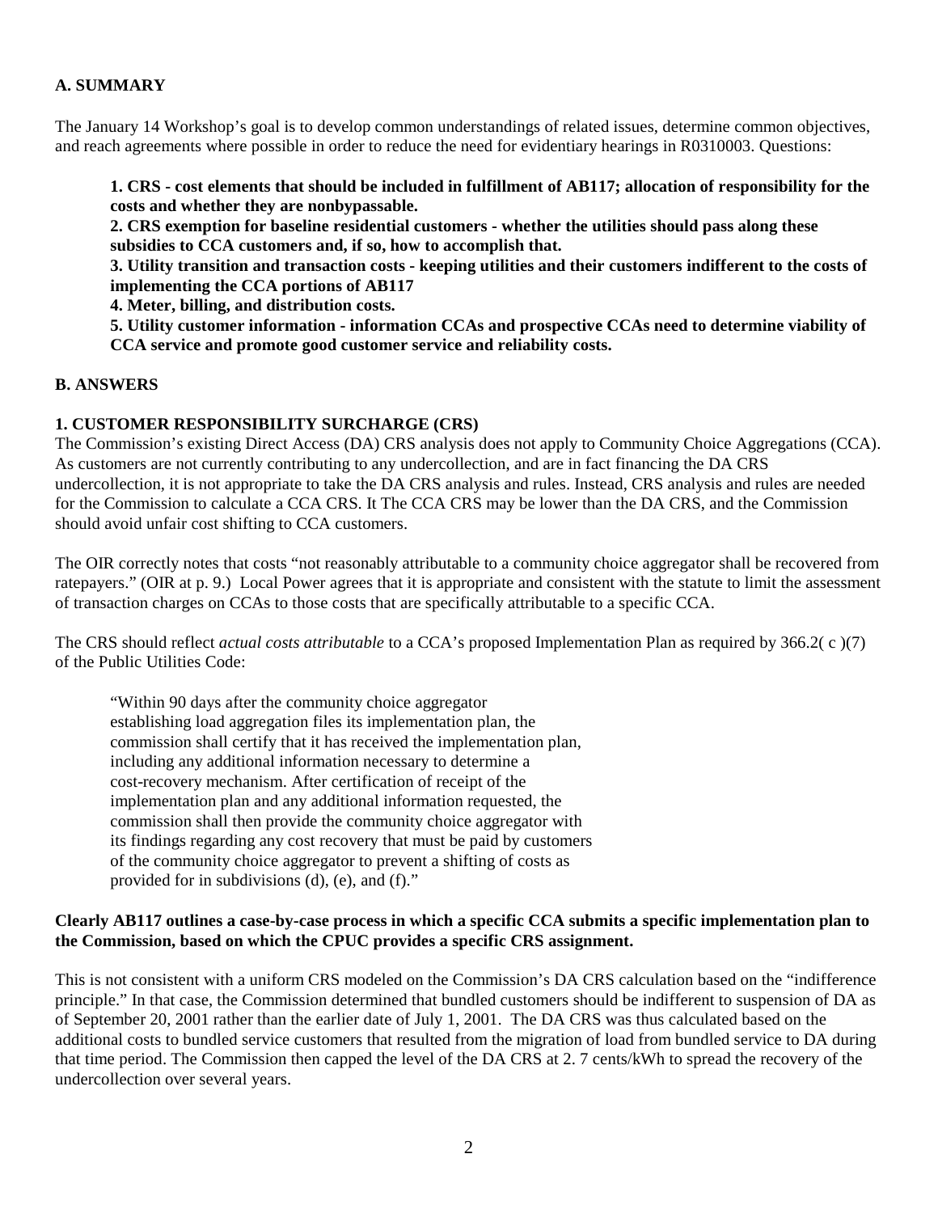## A. SUMMARY

The January 14 Workshop's goal is to develop common understandings of related issues, determine common objectives, and reach agreements where possible in order to reduce the need for evidentiary hearings in R0310003. Questions:

> **1. CRS - cost elements that should be included in fulfillment of AB117; allocation of responsibility for the costs and whether they are nonbypassable.**
> **2. CRS exemption for baseline residential customers - whether the utilities should pass along these subsidies to CCA customers and, if so, how to accomplish that.**
> **3. Utility transition and transaction costs - keeping utilities and their customers indifferent to the costs of implementing the CCA portions of AB117**
> **4. Meter, billing, and distribution costs.**
> **5. Utility customer information - information CCAs and prospective CCAs need to determine viability of CCA service and promote good customer service and reliability costs.**

## B. ANSWERS

### 1. CUSTOMER RESPONSIBILITY SURCHARGE (CRS)

The Commission's existing Direct Access (DA) CRS analysis does not apply to Community Choice Aggregations (CCA). As customers are not currently contributing to any undercollection, and are in fact financing the DA CRS undercollection, it is not appropriate to take the DA CRS analysis and rules. Instead, CRS analysis and rules are needed for the Commission to calculate a CCA CRS. It The CCA CRS may be lower than the DA CRS, and the Commission should avoid unfair cost shifting to CCA customers.

The OIR correctly notes that costs "not reasonably attributable to a community choice aggregator shall be recovered from ratepayers." (OIR at p. 9.) Local Power agrees that it is appropriate and consistent with the statute to limit the assessment of transaction charges on CCAs to those costs that are specifically attributable to a specific CCA.

The CRS should reflect *actual costs attributable* to a CCA's proposed Implementation Plan as required by 366.2( c )(7) of the Public Utilities Code:

> "Within 90 days after the community choice aggregator establishing load aggregation files its implementation plan, the commission shall certify that it has received the implementation plan, including any additional information necessary to determine a cost-recovery mechanism. After certification of receipt of the implementation plan and any additional information requested, the commission shall then provide the community choice aggregator with its findings regarding any cost recovery that must be paid by customers of the community choice aggregator to prevent a shifting of costs as provided for in subdivisions (d), (e), and (f)."

**Clearly AB117 outlines a case-by-case process in which a specific CCA submits a specific implementation plan to the Commission, based on which the CPUC provides a specific CRS assignment.**

This is not consistent with a uniform CRS modeled on the Commission's DA CRS calculation based on the "indifference principle." In that case, the Commission determined that bundled customers should be indifferent to suspension of DA as of September 20, 2001 rather than the earlier date of July 1, 2001. The DA CRS was thus calculated based on the additional costs to bundled service customers that resulted from the migration of load from bundled service to DA during that time period. The Commission then capped the level of the DA CRS at 2. 7 cents/kWh to spread the recovery of the undercollection over several years.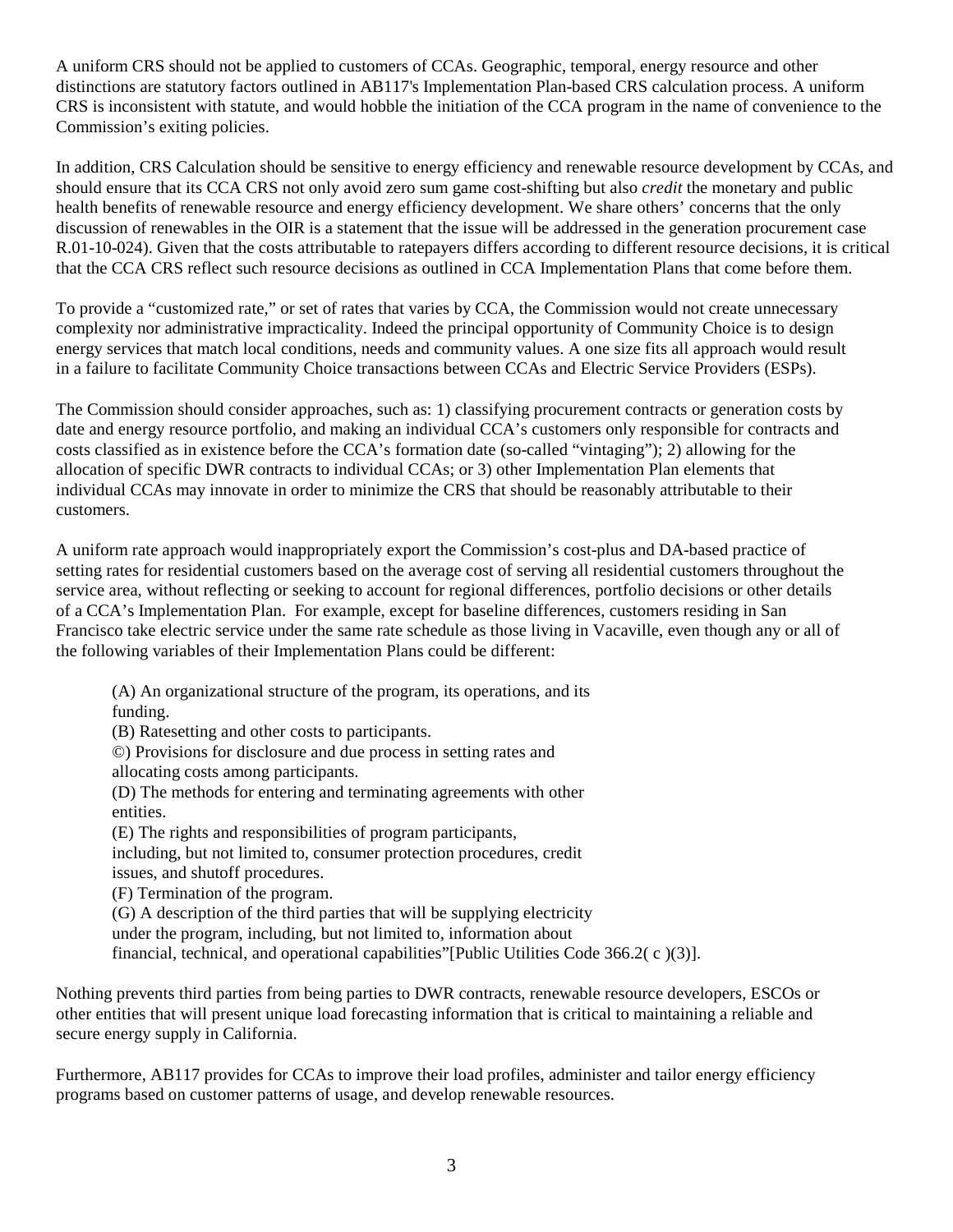A uniform CRS should not be applied to customers of CCAs. Geographic, temporal, energy resource and other distinctions are statutory factors outlined in AB117's Implementation Plan-based CRS calculation process. A uniform CRS is inconsistent with statute, and would hobble the initiation of the CCA program in the name of convenience to the Commission's exiting policies.

In addition, CRS Calculation should be sensitive to energy efficiency and renewable resource development by CCAs, and should ensure that its CCA CRS not only avoid zero sum game cost-shifting but also *credit* the monetary and public health benefits of renewable resource and energy efficiency development. We share others' concerns that the only discussion of renewables in the OIR is a statement that the issue will be addressed in the generation procurement case R.01-10-024). Given that the costs attributable to ratepayers differs according to different resource decisions, it is critical that the CCA CRS reflect such resource decisions as outlined in CCA Implementation Plans that come before them.

To provide a "customized rate," or set of rates that varies by CCA, the Commission would not create unnecessary complexity nor administrative impracticality. Indeed the principal opportunity of Community Choice is to design energy services that match local conditions, needs and community values. A one size fits all approach would result in a failure to facilitate Community Choice transactions between CCAs and Electric Service Providers (ESPs).

The Commission should consider approaches, such as: 1) classifying procurement contracts or generation costs by date and energy resource portfolio, and making an individual CCA's customers only responsible for contracts and costs classified as in existence before the CCA's formation date (so-called "vintaging"); 2) allowing for the allocation of specific DWR contracts to individual CCAs; or 3) other Implementation Plan elements that individual CCAs may innovate in order to minimize the CRS that should be reasonably attributable to their customers.

A uniform rate approach would inappropriately export the Commission's cost-plus and DA-based practice of setting rates for residential customers based on the average cost of serving all residential customers throughout the service area, without reflecting or seeking to account for regional differences, portfolio decisions or other details of a CCA's Implementation Plan. For example, except for baseline differences, customers residing in San Francisco take electric service under the same rate schedule as those living in Vacaville, even though any or all of the following variables of their Implementation Plans could be different:

> (A) An organizational structure of the program, its operations, and its funding.
> (B) Ratesetting and other costs to participants.
> ©) Provisions for disclosure and due process in setting rates and allocating costs among participants.
> (D) The methods for entering and terminating agreements with other entities.
> (E) The rights and responsibilities of program participants, including, but not limited to, consumer protection procedures, credit issues, and shutoff procedures.
> (F) Termination of the program.
> (G) A description of the third parties that will be supplying electricity under the program, including, but not limited to, information about financial, technical, and operational capabilities"[Public Utilities Code 366.2( c )(3)].

Nothing prevents third parties from being parties to DWR contracts, renewable resource developers, ESCOs or other entities that will present unique load forecasting information that is critical to maintaining a reliable and secure energy supply in California.

Furthermore, AB117 provides for CCAs to improve their load profiles, administer and tailor energy efficiency programs based on customer patterns of usage, and develop renewable resources.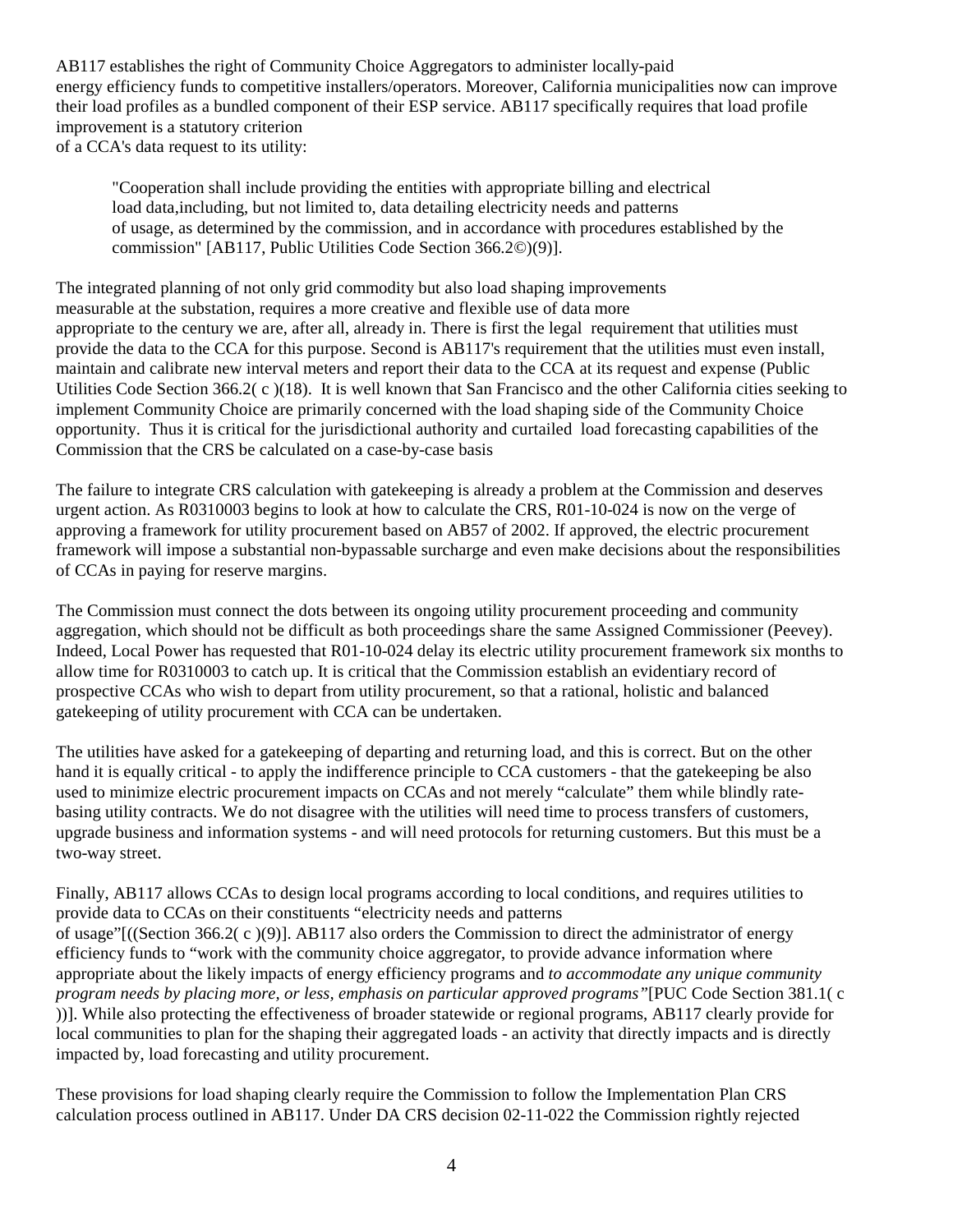AB117 establishes the right of Community Choice Aggregators to administer locally-paid energy efficiency funds to competitive installers/operators. Moreover, California municipalities now can improve their load profiles as a bundled component of their ESP service. AB117 specifically requires that load profile improvement is a statutory criterion of a CCA's data request to its utility:

> "Cooperation shall include providing the entities with appropriate billing and electrical load data,including, but not limited to, data detailing electricity needs and patterns of usage, as determined by the commission, and in accordance with procedures established by the commission" [AB117, Public Utilities Code Section 366.2©)(9)].

The integrated planning of not only grid commodity but also load shaping improvements measurable at the substation, requires a more creative and flexible use of data more appropriate to the century we are, after all, already in. There is first the legal requirement that utilities must provide the data to the CCA for this purpose. Second is AB117's requirement that the utilities must even install, maintain and calibrate new interval meters and report their data to the CCA at its request and expense (Public Utilities Code Section 366.2( c )(18). It is well known that San Francisco and the other California cities seeking to implement Community Choice are primarily concerned with the load shaping side of the Community Choice opportunity. Thus it is critical for the jurisdictional authority and curtailed load forecasting capabilities of the Commission that the CRS be calculated on a case-by-case basis

The failure to integrate CRS calculation with gatekeeping is already a problem at the Commission and deserves urgent action. As R0310003 begins to look at how to calculate the CRS, R01-10-024 is now on the verge of approving a framework for utility procurement based on AB57 of 2002. If approved, the electric procurement framework will impose a substantial non-bypassable surcharge and even make decisions about the responsibilities of CCAs in paying for reserve margins.

The Commission must connect the dots between its ongoing utility procurement proceeding and community aggregation, which should not be difficult as both proceedings share the same Assigned Commissioner (Peevey). Indeed, Local Power has requested that R01-10-024 delay its electric utility procurement framework six months to allow time for R0310003 to catch up. It is critical that the Commission establish an evidentiary record of prospective CCAs who wish to depart from utility procurement, so that a rational, holistic and balanced gatekeeping of utility procurement with CCA can be undertaken.

The utilities have asked for a gatekeeping of departing and returning load, and this is correct. But on the other hand it is equally critical - to apply the indifference principle to CCA customers - that the gatekeeping be also used to minimize electric procurement impacts on CCAs and not merely "calculate" them while blindly rate-basing utility contracts. We do not disagree with the utilities will need time to process transfers of customers, upgrade business and information systems - and will need protocols for returning customers. But this must be a two-way street.

Finally, AB117 allows CCAs to design local programs according to local conditions, and requires utilities to provide data to CCAs on their constituents "electricity needs and patterns of usage"[((Section 366.2( c )(9)]. AB117 also orders the Commission to direct the administrator of energy efficiency funds to "work with the community choice aggregator, to provide advance information where appropriate about the likely impacts of energy efficiency programs and *to accommodate any unique community program needs by placing more, or less, emphasis on particular approved programs"*[PUC Code Section 381.1( c ))]. While also protecting the effectiveness of broader statewide or regional programs, AB117 clearly provide for local communities to plan for the shaping their aggregated loads - an activity that directly impacts and is directly impacted by, load forecasting and utility procurement.

These provisions for load shaping clearly require the Commission to follow the Implementation Plan CRS calculation process outlined in AB117. Under DA CRS decision 02-11-022 the Commission rightly rejected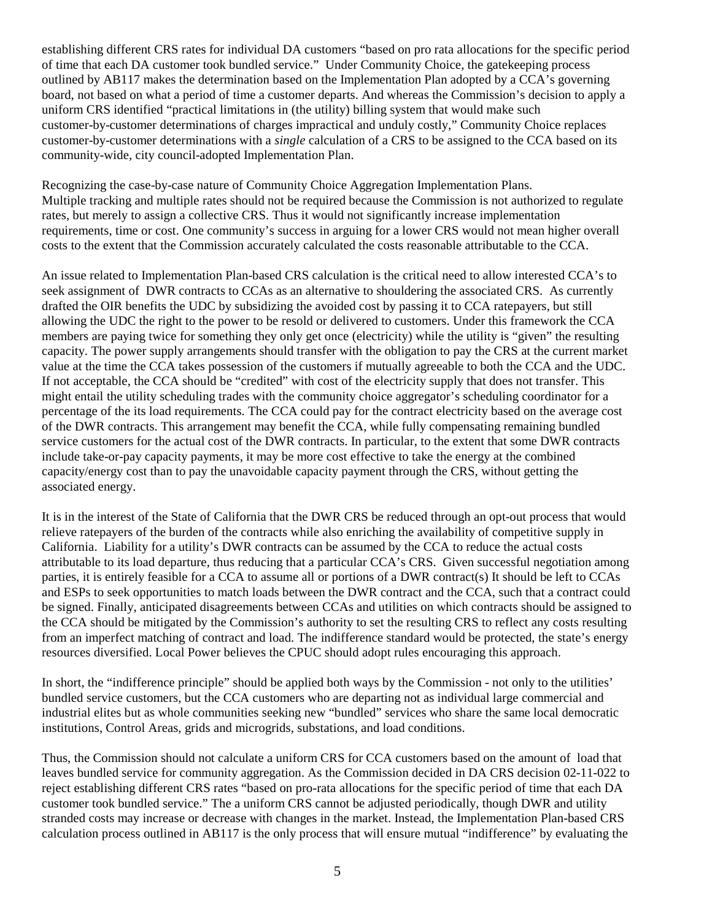establishing different CRS rates for individual DA customers "based on pro rata allocations for the specific period of time that each DA customer took bundled service." Under Community Choice, the gatekeeping process outlined by AB117 makes the determination based on the Implementation Plan adopted by a CCA's governing board, not based on what a period of time a customer departs. And whereas the Commission's decision to apply a uniform CRS identified "practical limitations in (the utility) billing system that would make such customer-by-customer determinations of charges impractical and unduly costly," Community Choice replaces customer-by-customer determinations with a *single* calculation of a CRS to be assigned to the CCA based on its community-wide, city council-adopted Implementation Plan.

Recognizing the case-by-case nature of Community Choice Aggregation Implementation Plans. Multiple tracking and multiple rates should not be required because the Commission is not authorized to regulate rates, but merely to assign a collective CRS. Thus it would not significantly increase implementation requirements, time or cost. One community's success in arguing for a lower CRS would not mean higher overall costs to the extent that the Commission accurately calculated the costs reasonable attributable to the CCA.

An issue related to Implementation Plan-based CRS calculation is the critical need to allow interested CCA's to seek assignment of DWR contracts to CCAs as an alternative to shouldering the associated CRS. As currently drafted the OIR benefits the UDC by subsidizing the avoided cost by passing it to CCA ratepayers, but still allowing the UDC the right to the power to be resold or delivered to customers. Under this framework the CCA members are paying twice for something they only get once (electricity) while the utility is "given" the resulting capacity. The power supply arrangements should transfer with the obligation to pay the CRS at the current market value at the time the CCA takes possession of the customers if mutually agreeable to both the CCA and the UDC. If not acceptable, the CCA should be "credited" with cost of the electricity supply that does not transfer. This might entail the utility scheduling trades with the community choice aggregator's scheduling coordinator for a percentage of the its load requirements. The CCA could pay for the contract electricity based on the average cost of the DWR contracts. This arrangement may benefit the CCA, while fully compensating remaining bundled service customers for the actual cost of the DWR contracts. In particular, to the extent that some DWR contracts include take-or-pay capacity payments, it may be more cost effective to take the energy at the combined capacity/energy cost than to pay the unavoidable capacity payment through the CRS, without getting the associated energy.

It is in the interest of the State of California that the DWR CRS be reduced through an opt-out process that would relieve ratepayers of the burden of the contracts while also enriching the availability of competitive supply in California. Liability for a utility's DWR contracts can be assumed by the CCA to reduce the actual costs attributable to its load departure, thus reducing that a particular CCA's CRS. Given successful negotiation among parties, it is entirely feasible for a CCA to assume all or portions of a DWR contract(s) It should be left to CCAs and ESPs to seek opportunities to match loads between the DWR contract and the CCA, such that a contract could be signed. Finally, anticipated disagreements between CCAs and utilities on which contracts should be assigned to the CCA should be mitigated by the Commission's authority to set the resulting CRS to reflect any costs resulting from an imperfect matching of contract and load. The indifference standard would be protected, the state's energy resources diversified. Local Power believes the CPUC should adopt rules encouraging this approach.

In short, the "indifference principle" should be applied both ways by the Commission - not only to the utilities' bundled service customers, but the CCA customers who are departing not as individual large commercial and industrial elites but as whole communities seeking new "bundled" services who share the same local democratic institutions, Control Areas, grids and microgrids, substations, and load conditions.

Thus, the Commission should not calculate a uniform CRS for CCA customers based on the amount of load that leaves bundled service for community aggregation. As the Commission decided in DA CRS decision 02-11-022 to reject establishing different CRS rates "based on pro-rata allocations for the specific period of time that each DA customer took bundled service." The a uniform CRS cannot be adjusted periodically, though DWR and utility stranded costs may increase or decrease with changes in the market. Instead, the Implementation Plan-based CRS calculation process outlined in AB117 is the only process that will ensure mutual "indifference" by evaluating the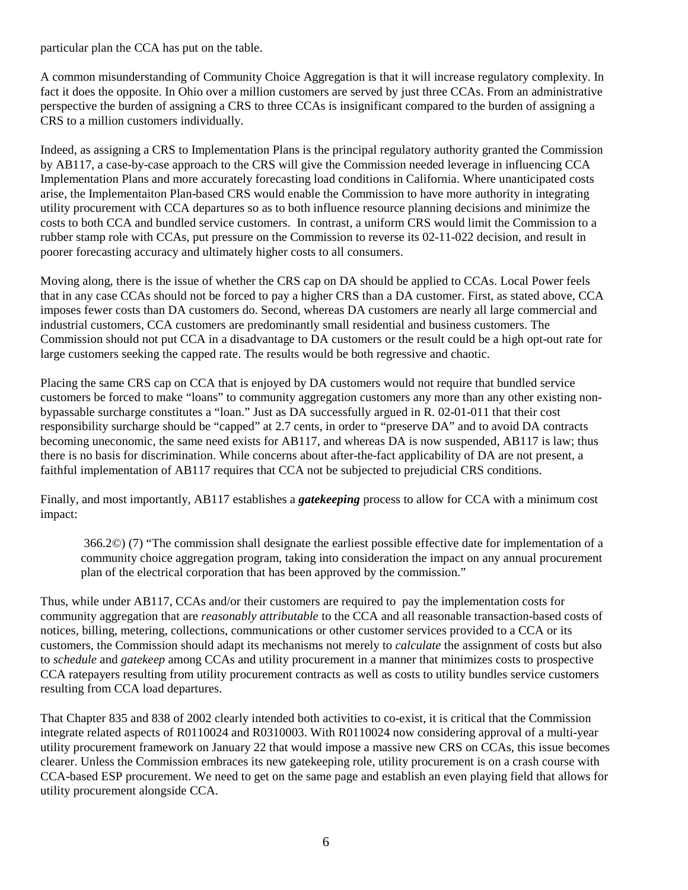particular plan the CCA has put on the table.

A common misunderstanding of Community Choice Aggregation is that it will increase regulatory complexity. In fact it does the opposite. In Ohio over a million customers are served by just three CCAs. From an administrative perspective the burden of assigning a CRS to three CCAs is insignificant compared to the burden of assigning a CRS to a million customers individually.

Indeed, as assigning a CRS to Implementation Plans is the principal regulatory authority granted the Commission by AB117, a case-by-case approach to the CRS will give the Commission needed leverage in influencing CCA Implementation Plans and more accurately forecasting load conditions in California. Where unanticipated costs arise, the Implementaiton Plan-based CRS would enable the Commission to have more authority in integrating utility procurement with CCA departures so as to both influence resource planning decisions and minimize the costs to both CCA and bundled service customers. In contrast, a uniform CRS would limit the Commission to a rubber stamp role with CCAs, put pressure on the Commission to reverse its 02-11-022 decision, and result in poorer forecasting accuracy and ultimately higher costs to all consumers.

Moving along, there is the issue of whether the CRS cap on DA should be applied to CCAs. Local Power feels that in any case CCAs should not be forced to pay a higher CRS than a DA customer. First, as stated above, CCA imposes fewer costs than DA customers do. Second, whereas DA customers are nearly all large commercial and industrial customers, CCA customers are predominantly small residential and business customers. The Commission should not put CCA in a disadvantage to DA customers or the result could be a high opt-out rate for large customers seeking the capped rate. The results would be both regressive and chaotic.

Placing the same CRS cap on CCA that is enjoyed by DA customers would not require that bundled service customers be forced to make "loans" to community aggregation customers any more than any other existing non-bypassable surcharge constitutes a "loan." Just as DA successfully argued in R. 02-01-011 that their cost responsibility surcharge should be "capped" at 2.7 cents, in order to "preserve DA" and to avoid DA contracts becoming uneconomic, the same need exists for AB117, and whereas DA is now suspended, AB117 is law; thus there is no basis for discrimination. While concerns about after-the-fact applicability of DA are not present, a faithful implementation of AB117 requires that CCA not be subjected to prejudicial CRS conditions.

Finally, and most importantly, AB117 establishes a ***gatekeeping*** process to allow for CCA with a minimum cost impact:

> 366.2©) (7) "The commission shall designate the earliest possible effective date for implementation of a community choice aggregation program, taking into consideration the impact on any annual procurement plan of the electrical corporation that has been approved by the commission."

Thus, while under AB117, CCAs and/or their customers are required to pay the implementation costs for community aggregation that are *reasonably attributable* to the CCA and all reasonable transaction-based costs of notices, billing, metering, collections, communications or other customer services provided to a CCA or its customers, the Commission should adapt its mechanisms not merely to *calculate* the assignment of costs but also to *schedule* and *gatekeep* among CCAs and utility procurement in a manner that minimizes costs to prospective CCA ratepayers resulting from utility procurement contracts as well as costs to utility bundles service customers resulting from CCA load departures.

That Chapter 835 and 838 of 2002 clearly intended both activities to co-exist, it is critical that the Commission integrate related aspects of R0110024 and R0310003. With R0110024 now considering approval of a multi-year utility procurement framework on January 22 that would impose a massive new CRS on CCAs, this issue becomes clearer. Unless the Commission embraces its new gatekeeping role, utility procurement is on a crash course with CCA-based ESP procurement. We need to get on the same page and establish an even playing field that allows for utility procurement alongside CCA.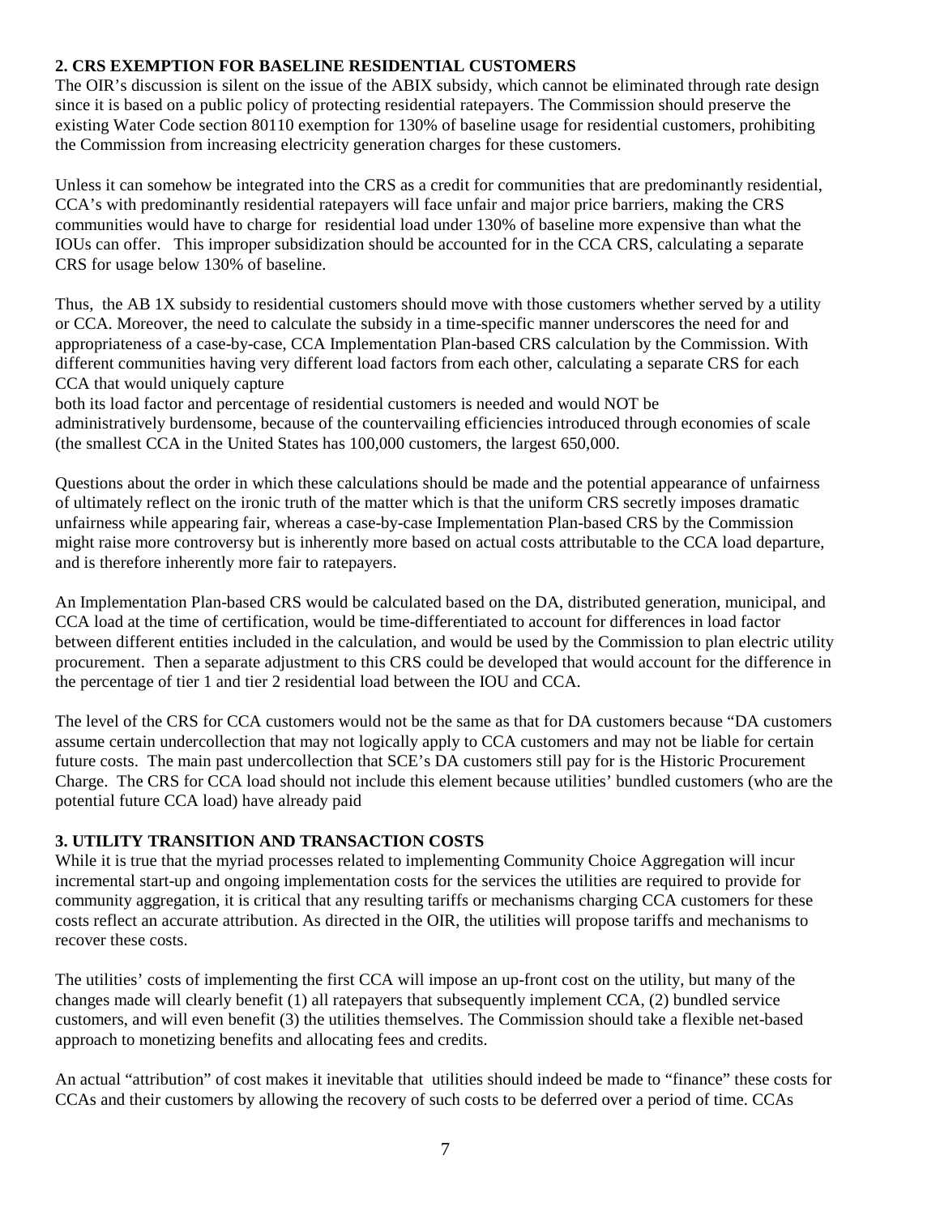## 2. CRS EXEMPTION FOR BASELINE RESIDENTIAL CUSTOMERS

The OIR's discussion is silent on the issue of the ABIX subsidy, which cannot be eliminated through rate design since it is based on a public policy of protecting residential ratepayers. The Commission should preserve the existing Water Code section 80110 exemption for 130% of baseline usage for residential customers, prohibiting the Commission from increasing electricity generation charges for these customers.

Unless it can somehow be integrated into the CRS as a credit for communities that are predominantly residential, CCA's with predominantly residential ratepayers will face unfair and major price barriers, making the CRS communities would have to charge for residential load under 130% of baseline more expensive than what the IOUs can offer. This improper subsidization should be accounted for in the CCA CRS, calculating a separate CRS for usage below 130% of baseline.

Thus, the AB 1X subsidy to residential customers should move with those customers whether served by a utility or CCA. Moreover, the need to calculate the subsidy in a time-specific manner underscores the need for and appropriateness of a case-by-case, CCA Implementation Plan-based CRS calculation by the Commission. With different communities having very different load factors from each other, calculating a separate CRS for each CCA that would uniquely capture
both its load factor and percentage of residential customers is needed and would NOT be administratively burdensome, because of the countervailing efficiencies introduced through economies of scale (the smallest CCA in the United States has 100,000 customers, the largest 650,000.

Questions about the order in which these calculations should be made and the potential appearance of unfairness of ultimately reflect on the ironic truth of the matter which is that the uniform CRS secretly imposes dramatic unfairness while appearing fair, whereas a case-by-case Implementation Plan-based CRS by the Commission might raise more controversy but is inherently more based on actual costs attributable to the CCA load departure, and is therefore inherently more fair to ratepayers.

An Implementation Plan-based CRS would be calculated based on the DA, distributed generation, municipal, and CCA load at the time of certification, would be time-differentiated to account for differences in load factor between different entities included in the calculation, and would be used by the Commission to plan electric utility procurement. Then a separate adjustment to this CRS could be developed that would account for the difference in the percentage of tier 1 and tier 2 residential load between the IOU and CCA.

The level of the CRS for CCA customers would not be the same as that for DA customers because "DA customers assume certain undercollection that may not logically apply to CCA customers and may not be liable for certain future costs. The main past undercollection that SCE's DA customers still pay for is the Historic Procurement Charge. The CRS for CCA load should not include this element because utilities' bundled customers (who are the potential future CCA load) have already paid

## 3. UTILITY TRANSITION AND TRANSACTION COSTS

While it is true that the myriad processes related to implementing Community Choice Aggregation will incur incremental start-up and ongoing implementation costs for the services the utilities are required to provide for community aggregation, it is critical that any resulting tariffs or mechanisms charging CCA customers for these costs reflect an accurate attribution. As directed in the OIR, the utilities will propose tariffs and mechanisms to recover these costs.

The utilities' costs of implementing the first CCA will impose an up-front cost on the utility, but many of the changes made will clearly benefit (1) all ratepayers that subsequently implement CCA, (2) bundled service customers, and will even benefit (3) the utilities themselves. The Commission should take a flexible net-based approach to monetizing benefits and allocating fees and credits.

An actual "attribution" of cost makes it inevitable that utilities should indeed be made to "finance" these costs for CCAs and their customers by allowing the recovery of such costs to be deferred over a period of time. CCAs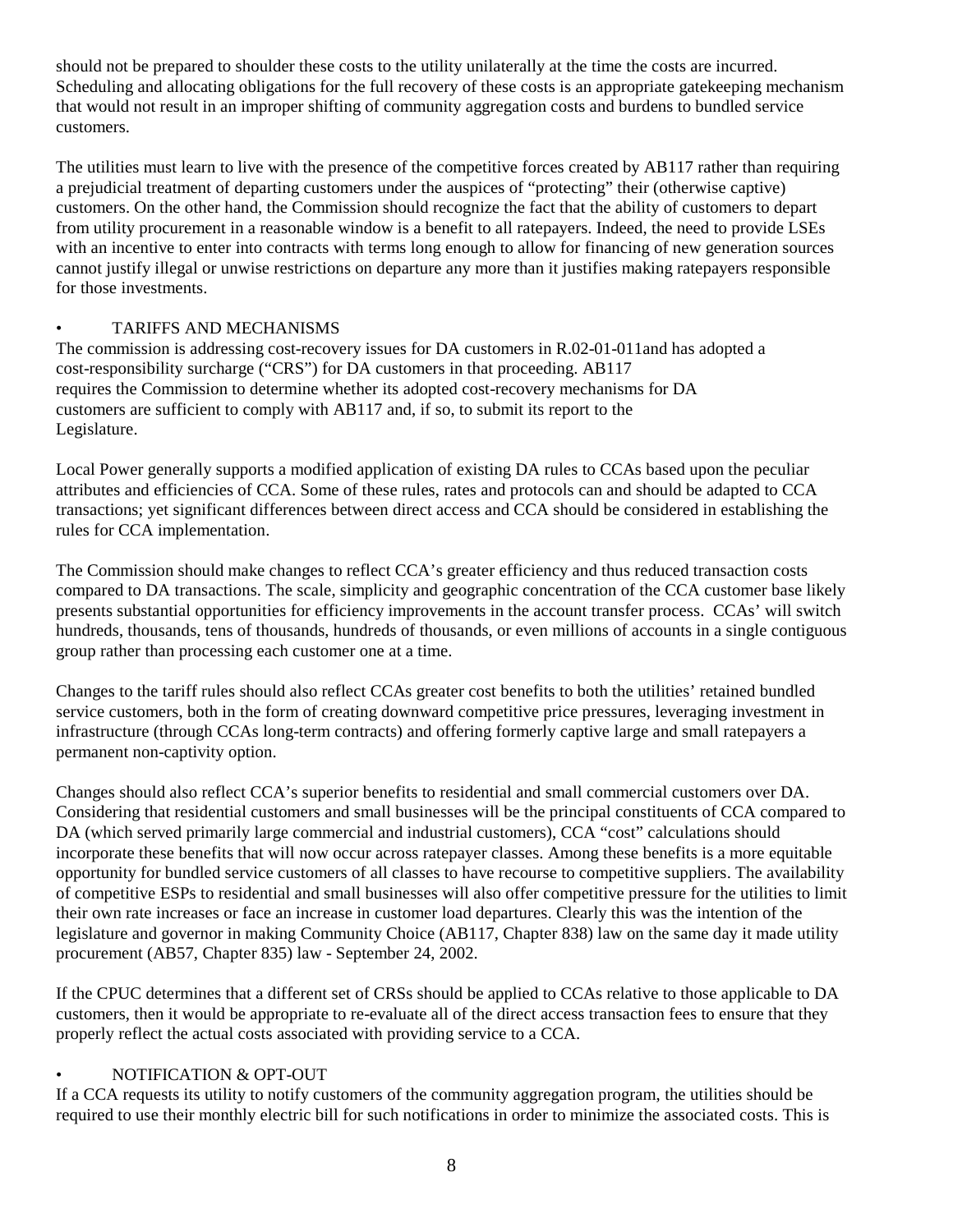should not be prepared to shoulder these costs to the utility unilaterally at the time the costs are incurred. Scheduling and allocating obligations for the full recovery of these costs is an appropriate gatekeeping mechanism that would not result in an improper shifting of community aggregation costs and burdens to bundled service customers.

The utilities must learn to live with the presence of the competitive forces created by AB117 rather than requiring a prejudicial treatment of departing customers under the auspices of "protecting" their (otherwise captive) customers. On the other hand, the Commission should recognize the fact that the ability of customers to depart from utility procurement in a reasonable window is a benefit to all ratepayers. Indeed, the need to provide LSEs with an incentive to enter into contracts with terms long enough to allow for financing of new generation sources cannot justify illegal or unwise restrictions on departure any more than it justifies making ratepayers responsible for those investments.

- TARIFFS AND MECHANISMS

The commission is addressing cost-recovery issues for DA customers in R.02-01-011and has adopted a cost-responsibility surcharge ("CRS") for DA customers in that proceeding. AB117 requires the Commission to determine whether its adopted cost-recovery mechanisms for DA customers are sufficient to comply with AB117 and, if so, to submit its report to the Legislature.

Local Power generally supports a modified application of existing DA rules to CCAs based upon the peculiar attributes and efficiencies of CCA. Some of these rules, rates and protocols can and should be adapted to CCA transactions; yet significant differences between direct access and CCA should be considered in establishing the rules for CCA implementation.

The Commission should make changes to reflect CCA's greater efficiency and thus reduced transaction costs compared to DA transactions. The scale, simplicity and geographic concentration of the CCA customer base likely presents substantial opportunities for efficiency improvements in the account transfer process. CCAs' will switch hundreds, thousands, tens of thousands, hundreds of thousands, or even millions of accounts in a single contiguous group rather than processing each customer one at a time.

Changes to the tariff rules should also reflect CCAs greater cost benefits to both the utilities' retained bundled service customers, both in the form of creating downward competitive price pressures, leveraging investment in infrastructure (through CCAs long-term contracts) and offering formerly captive large and small ratepayers a permanent non-captivity option.

Changes should also reflect CCA's superior benefits to residential and small commercial customers over DA. Considering that residential customers and small businesses will be the principal constituents of CCA compared to DA (which served primarily large commercial and industrial customers), CCA "cost" calculations should incorporate these benefits that will now occur across ratepayer classes. Among these benefits is a more equitable opportunity for bundled service customers of all classes to have recourse to competitive suppliers. The availability of competitive ESPs to residential and small businesses will also offer competitive pressure for the utilities to limit their own rate increases or face an increase in customer load departures. Clearly this was the intention of the legislature and governor in making Community Choice (AB117, Chapter 838) law on the same day it made utility procurement (AB57, Chapter 835) law - September 24, 2002.

If the CPUC determines that a different set of CRSs should be applied to CCAs relative to those applicable to DA customers, then it would be appropriate to re-evaluate all of the direct access transaction fees to ensure that they properly reflect the actual costs associated with providing service to a CCA.

- NOTIFICATION & OPT-OUT

If a CCA requests its utility to notify customers of the community aggregation program, the utilities should be required to use their monthly electric bill for such notifications in order to minimize the associated costs. This is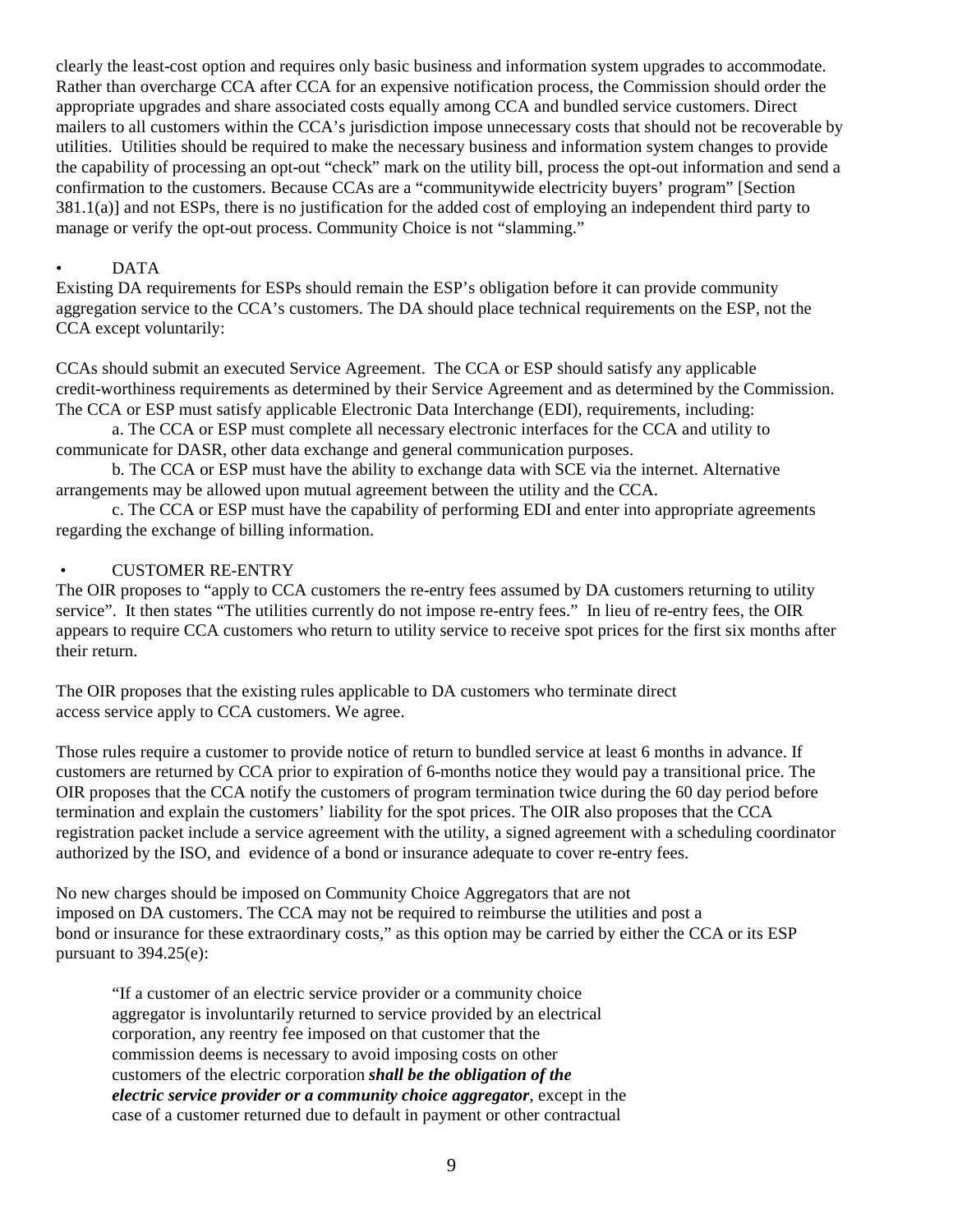clearly the least-cost option and requires only basic business and information system upgrades to accommodate. Rather than overcharge CCA after CCA for an expensive notification process, the Commission should order the appropriate upgrades and share associated costs equally among CCA and bundled service customers. Direct mailers to all customers within the CCA's jurisdiction impose unnecessary costs that should not be recoverable by utilities. Utilities should be required to make the necessary business and information system changes to provide the capability of processing an opt-out "check" mark on the utility bill, process the opt-out information and send a confirmation to the customers. Because CCAs are a "communitywide electricity buyers' program" [Section 381.1(a)] and not ESPs, there is no justification for the added cost of employing an independent third party to manage or verify the opt-out process. Community Choice is not "slamming."

- DATA

Existing DA requirements for ESPs should remain the ESP's obligation before it can provide community aggregation service to the CCA's customers. The DA should place technical requirements on the ESP, not the CCA except voluntarily:

CCAs should submit an executed Service Agreement. The CCA or ESP should satisfy any applicable credit-worthiness requirements as determined by their Service Agreement and as determined by the Commission. The CCA or ESP must satisfy applicable Electronic Data Interchange (EDI), requirements, including:

a. The CCA or ESP must complete all necessary electronic interfaces for the CCA and utility to communicate for DASR, other data exchange and general communication purposes.

b. The CCA or ESP must have the ability to exchange data with SCE via the internet. Alternative arrangements may be allowed upon mutual agreement between the utility and the CCA.

c. The CCA or ESP must have the capability of performing EDI and enter into appropriate agreements regarding the exchange of billing information.

- CUSTOMER RE-ENTRY

The OIR proposes to "apply to CCA customers the re-entry fees assumed by DA customers returning to utility service". It then states "The utilities currently do not impose re-entry fees." In lieu of re-entry fees, the OIR appears to require CCA customers who return to utility service to receive spot prices for the first six months after their return.

The OIR proposes that the existing rules applicable to DA customers who terminate direct access service apply to CCA customers. We agree.

Those rules require a customer to provide notice of return to bundled service at least 6 months in advance. If customers are returned by CCA prior to expiration of 6-months notice they would pay a transitional price. The OIR proposes that the CCA notify the customers of program termination twice during the 60 day period before termination and explain the customers' liability for the spot prices. The OIR also proposes that the CCA registration packet include a service agreement with the utility, a signed agreement with a scheduling coordinator authorized by the ISO, and evidence of a bond or insurance adequate to cover re-entry fees.

No new charges should be imposed on Community Choice Aggregators that are not imposed on DA customers. The CCA may not be required to reimburse the utilities and post a bond or insurance for these extraordinary costs," as this option may be carried by either the CCA or its ESP pursuant to 394.25(e):

> "If a customer of an electric service provider or a community choice aggregator is involuntarily returned to service provided by an electrical corporation, any reentry fee imposed on that customer that the commission deems is necessary to avoid imposing costs on other customers of the electric corporation ***shall be the obligation of the electric service provider or a community choice aggregator***, except in the case of a customer returned due to default in payment or other contractual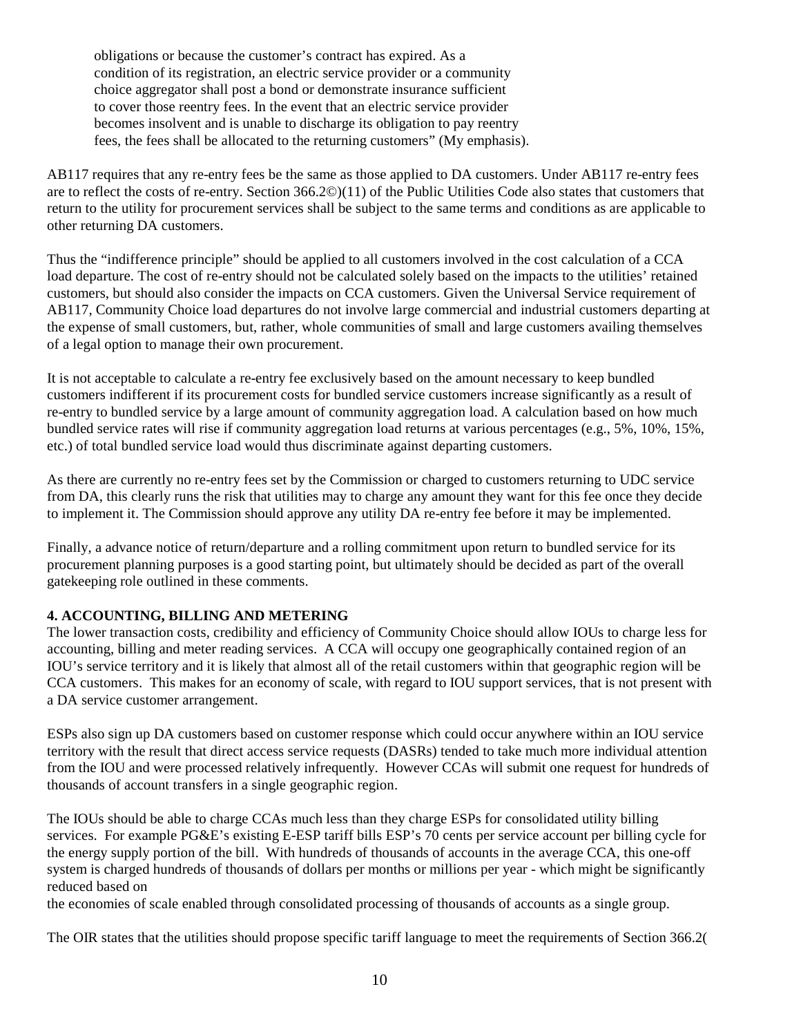> obligations or because the customer's contract has expired. As a condition of its registration, an electric service provider or a community choice aggregator shall post a bond or demonstrate insurance sufficient to cover those reentry fees. In the event that an electric service provider becomes insolvent and is unable to discharge its obligation to pay reentry fees, the fees shall be allocated to the returning customers" (My emphasis).

AB117 requires that any re-entry fees be the same as those applied to DA customers. Under AB117 re-entry fees are to reflect the costs of re-entry. Section 366.2©)(11) of the Public Utilities Code also states that customers that return to the utility for procurement services shall be subject to the same terms and conditions as are applicable to other returning DA customers.

Thus the "indifference principle" should be applied to all customers involved in the cost calculation of a CCA load departure. The cost of re-entry should not be calculated solely based on the impacts to the utilities' retained customers, but should also consider the impacts on CCA customers. Given the Universal Service requirement of AB117, Community Choice load departures do not involve large commercial and industrial customers departing at the expense of small customers, but, rather, whole communities of small and large customers availing themselves of a legal option to manage their own procurement.

It is not acceptable to calculate a re-entry fee exclusively based on the amount necessary to keep bundled customers indifferent if its procurement costs for bundled service customers increase significantly as a result of re-entry to bundled service by a large amount of community aggregation load. A calculation based on how much bundled service rates will rise if community aggregation load returns at various percentages (e.g., 5%, 10%, 15%, etc.) of total bundled service load would thus discriminate against departing customers.

As there are currently no re-entry fees set by the Commission or charged to customers returning to UDC service from DA, this clearly runs the risk that utilities may to charge any amount they want for this fee once they decide to implement it. The Commission should approve any utility DA re-entry fee before it may be implemented.

Finally, a advance notice of return/departure and a rolling commitment upon return to bundled service for its procurement planning purposes is a good starting point, but ultimately should be decided as part of the overall gatekeeping role outlined in these comments.

## 4. ACCOUNTING, BILLING AND METERING

The lower transaction costs, credibility and efficiency of Community Choice should allow IOUs to charge less for accounting, billing and meter reading services. A CCA will occupy one geographically contained region of an IOU's service territory and it is likely that almost all of the retail customers within that geographic region will be CCA customers. This makes for an economy of scale, with regard to IOU support services, that is not present with a DA service customer arrangement.

ESPs also sign up DA customers based on customer response which could occur anywhere within an IOU service territory with the result that direct access service requests (DASRs) tended to take much more individual attention from the IOU and were processed relatively infrequently. However CCAs will submit one request for hundreds of thousands of account transfers in a single geographic region.

The IOUs should be able to charge CCAs much less than they charge ESPs for consolidated utility billing services. For example PG&E's existing E-ESP tariff bills ESP's 70 cents per service account per billing cycle for the energy supply portion of the bill. With hundreds of thousands of accounts in the average CCA, this one-off system is charged hundreds of thousands of dollars per months or millions per year - which might be significantly reduced based on
the economies of scale enabled through consolidated processing of thousands of accounts as a single group.

The OIR states that the utilities should propose specific tariff language to meet the requirements of Section 366.2(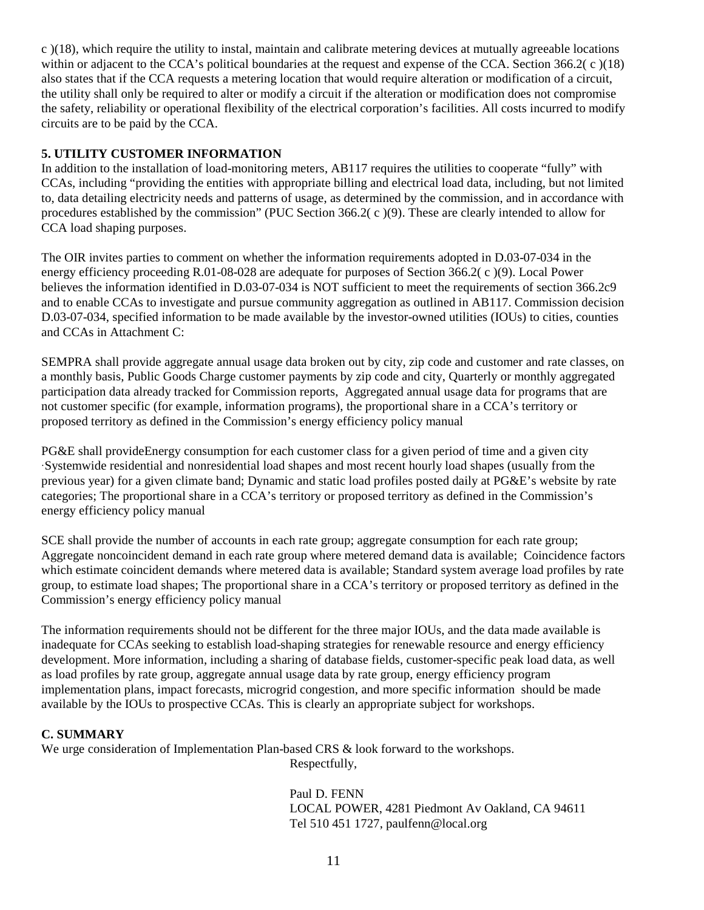c )(18), which require the utility to instal, maintain and calibrate metering devices at mutually agreeable locations within or adjacent to the CCA's political boundaries at the request and expense of the CCA. Section 366.2( c )(18) also states that if the CCA requests a metering location that would require alteration or modification of a circuit, the utility shall only be required to alter or modify a circuit if the alteration or modification does not compromise the safety, reliability or operational flexibility of the electrical corporation's facilities. All costs incurred to modify circuits are to be paid by the CCA.

**5. UTILITY CUSTOMER INFORMATION**

In addition to the installation of load-monitoring meters, AB117 requires the utilities to cooperate "fully" with CCAs, including "providing the entities with appropriate billing and electrical load data, including, but not limited to, data detailing electricity needs and patterns of usage, as determined by the commission, and in accordance with procedures established by the commission" (PUC Section 366.2( c )(9). These are clearly intended to allow for CCA load shaping purposes.

The OIR invites parties to comment on whether the information requirements adopted in D.03-07-034 in the energy efficiency proceeding R.01-08-028 are adequate for purposes of Section 366.2( c )(9). Local Power believes the information identified in D.03-07-034 is NOT sufficient to meet the requirements of section 366.2c9 and to enable CCAs to investigate and pursue community aggregation as outlined in AB117. Commission decision D.03-07-034, specified information to be made available by the investor-owned utilities (IOUs) to cities, counties and CCAs in Attachment C:

SEMPRA shall provide aggregate annual usage data broken out by city, zip code and customer and rate classes, on a monthly basis, Public Goods Charge customer payments by zip code and city, Quarterly or monthly aggregated participation data already tracked for Commission reports, Aggregated annual usage data for programs that are not customer specific (for example, information programs), the proportional share in a CCA's territory or proposed territory as defined in the Commission's energy efficiency policy manual

PG&E shall provideEnergy consumption for each customer class for a given period of time and a given city ·Systemwide residential and nonresidential load shapes and most recent hourly load shapes (usually from the previous year) for a given climate band; Dynamic and static load profiles posted daily at PG&E's website by rate categories; The proportional share in a CCA's territory or proposed territory as defined in the Commission's energy efficiency policy manual

SCE shall provide the number of accounts in each rate group; aggregate consumption for each rate group; Aggregate noncoincident demand in each rate group where metered demand data is available; Coincidence factors which estimate coincident demands where metered data is available; Standard system average load profiles by rate group, to estimate load shapes; The proportional share in a CCA's territory or proposed territory as defined in the Commission's energy efficiency policy manual

The information requirements should not be different for the three major IOUs, and the data made available is inadequate for CCAs seeking to establish load-shaping strategies for renewable resource and energy efficiency development. More information, including a sharing of database fields, customer-specific peak load data, as well as load profiles by rate group, aggregate annual usage data by rate group, energy efficiency program implementation plans, impact forecasts, microgrid congestion, and more specific information should be made available by the IOUs to prospective CCAs. This is clearly an appropriate subject for workshops.

**C. SUMMARY**

We urge consideration of Implementation Plan-based CRS & look forward to the workshops.

Respectfully,

Paul D. FENN
LOCAL POWER, 4281 Piedmont Av Oakland, CA 94611
Tel 510 451 1727, paulfenn@local.org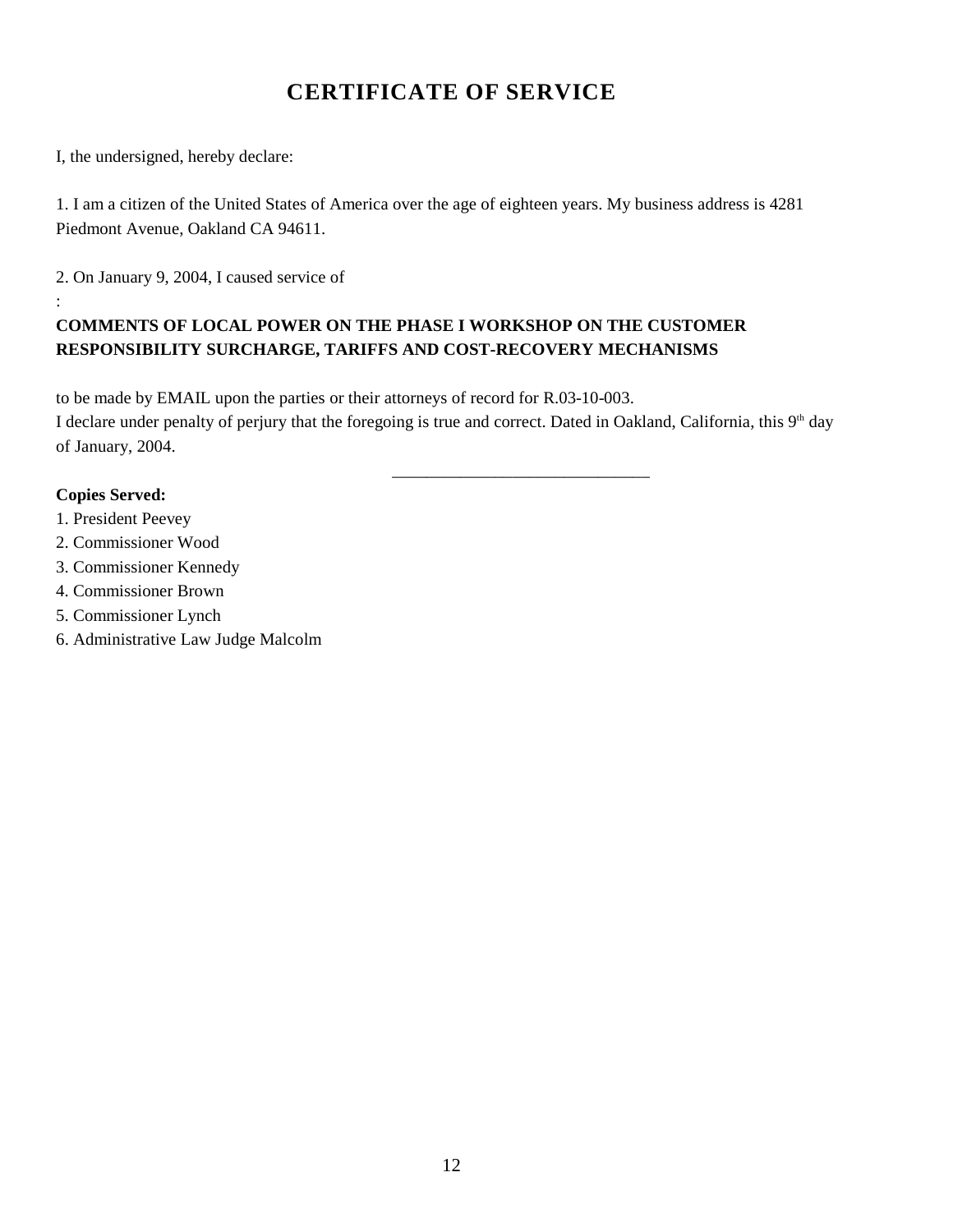# CERTIFICATE OF SERVICE

I, the undersigned, hereby declare:

1. I am a citizen of the United States of America over the age of eighteen years. My business address is 4281 Piedmont Avenue, Oakland CA 94611.

2. On January 9, 2004, I caused service of

:

**COMMENTS OF LOCAL POWER ON THE PHASE I WORKSHOP ON THE CUSTOMER RESPONSIBILITY SURCHARGE, TARIFFS AND COST-RECOVERY MECHANISMS**

to be made by EMAIL upon the parties or their attorneys of record for R.03-10-003.

I declare under penalty of perjury that the foregoing is true and correct. Dated in Oakland, California, this 9th day of January, 2004.

______________________________

**Copies Served:**

1. President Peevey
2. Commissioner Wood
3. Commissioner Kennedy
4. Commissioner Brown
5. Commissioner Lynch
6. Administrative Law Judge Malcolm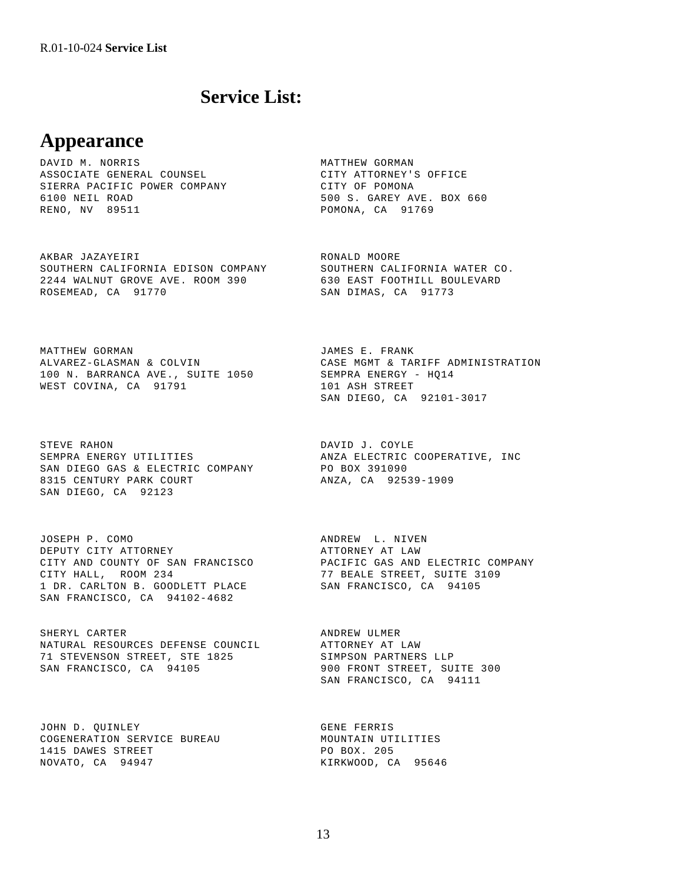# Service List:

## Appearance

DAVID M. NORRIS
ASSOCIATE GENERAL COUNSEL
SIERRA PACIFIC POWER COMPANY
6100 NEIL ROAD
RENO, NV 89511

MATTHEW GORMAN
CITY ATTORNEY'S OFFICE
CITY OF POMONA
500 S. GAREY AVE. BOX 660
POMONA, CA 91769

AKBAR JAZAYEIRI
SOUTHERN CALIFORNIA EDISON COMPANY
2244 WALNUT GROVE AVE. ROOM 390
ROSEMEAD, CA 91770

RONALD MOORE
SOUTHERN CALIFORNIA WATER CO.
630 EAST FOOTHILL BOULEVARD
SAN DIMAS, CA 91773

MATTHEW GORMAN
ALVAREZ-GLASMAN & COLVIN
100 N. BARRANCA AVE., SUITE 1050
WEST COVINA, CA 91791

JAMES E. FRANK
CASE MGMT & TARIFF ADMINISTRATION
SEMPRA ENERGY - HQ14
101 ASH STREET
SAN DIEGO, CA 92101-3017

STEVE RAHON
SEMPRA ENERGY UTILITIES
SAN DIEGO GAS & ELECTRIC COMPANY
8315 CENTURY PARK COURT
SAN DIEGO, CA 92123

DAVID J. COYLE
ANZA ELECTRIC COOPERATIVE, INC
PO BOX 391090
ANZA, CA 92539-1909

JOSEPH P. COMO
DEPUTY CITY ATTORNEY
CITY AND COUNTY OF SAN FRANCISCO
CITY HALL, ROOM 234
1 DR. CARLTON B. GOODLETT PLACE
SAN FRANCISCO, CA 94102-4682

ANDREW L. NIVEN
ATTORNEY AT LAW
PACIFIC GAS AND ELECTRIC COMPANY
77 BEALE STREET, SUITE 3109
SAN FRANCISCO, CA 94105

SHERYL CARTER
NATURAL RESOURCES DEFENSE COUNCIL
71 STEVENSON STREET, STE 1825
SAN FRANCISCO, CA 94105

ANDREW ULMER
ATTORNEY AT LAW
SIMPSON PARTNERS LLP
900 FRONT STREET, SUITE 300
SAN FRANCISCO, CA 94111

JOHN D. QUINLEY
COGENERATION SERVICE BUREAU
1415 DAWES STREET
NOVATO, CA 94947

GENE FERRIS
MOUNTAIN UTILITIES
PO BOX. 205
KIRKWOOD, CA 95646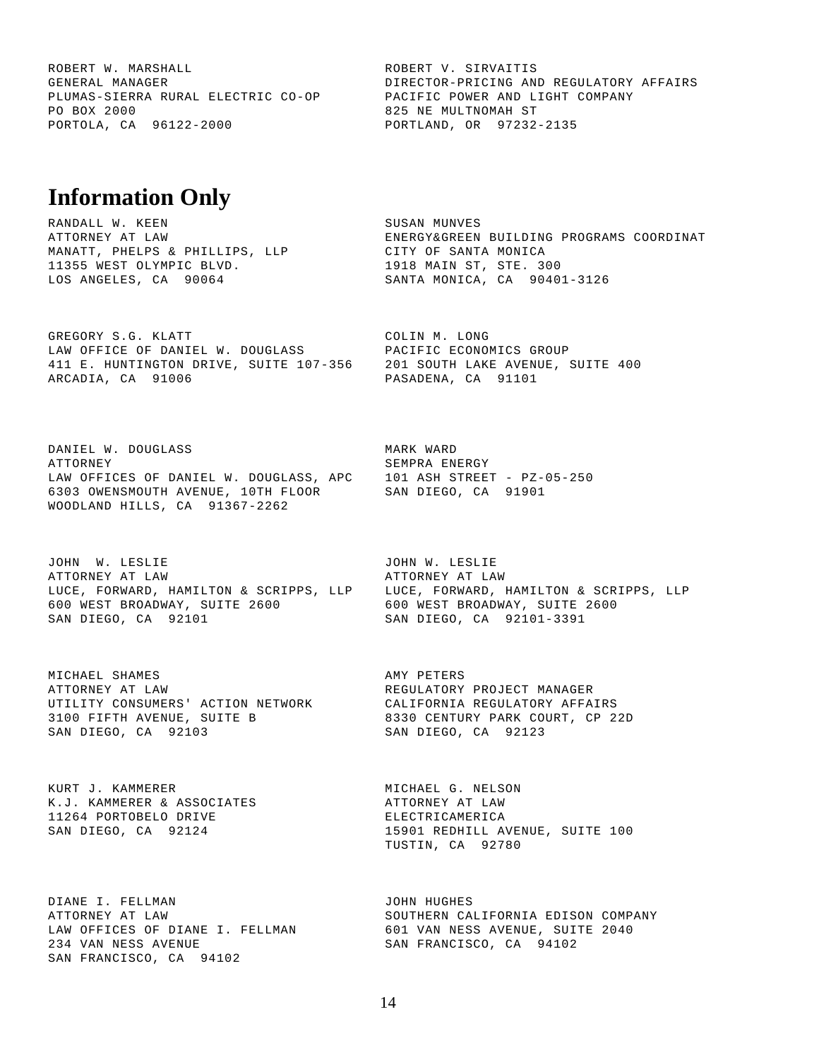ROBERT W. MARSHALL
GENERAL MANAGER
PLUMAS-SIERRA RURAL ELECTRIC CO-OP
PO BOX 2000
PORTOLA, CA 96122-2000

ROBERT V. SIRVAITIS
DIRECTOR-PRICING AND REGULATORY AFFAIRS
PACIFIC POWER AND LIGHT COMPANY
825 NE MULTNOMAH ST
PORTLAND, OR 97232-2135

# Information Only

RANDALL W. KEEN
ATTORNEY AT LAW
MANATT, PHELPS & PHILLIPS, LLP
11355 WEST OLYMPIC BLVD.
LOS ANGELES, CA 90064

SUSAN MUNVES
ENERGY&GREEN BUILDING PROGRAMS COORDINAT
CITY OF SANTA MONICA
1918 MAIN ST, STE. 300
SANTA MONICA, CA 90401-3126

GREGORY S.G. KLATT
LAW OFFICE OF DANIEL W. DOUGLASS
411 E. HUNTINGTON DRIVE, SUITE 107-356
ARCADIA, CA 91006

COLIN M. LONG
PACIFIC ECONOMICS GROUP
201 SOUTH LAKE AVENUE, SUITE 400
PASADENA, CA 91101

DANIEL W. DOUGLASS
ATTORNEY
LAW OFFICES OF DANIEL W. DOUGLASS, APC
6303 OWENSMOUTH AVENUE, 10TH FLOOR
WOODLAND HILLS, CA 91367-2262

MARK WARD
SEMPRA ENERGY
101 ASH STREET - PZ-05-250
SAN DIEGO, CA 91901

JOHN W. LESLIE
ATTORNEY AT LAW
LUCE, FORWARD, HAMILTON & SCRIPPS, LLP
600 WEST BROADWAY, SUITE 2600
SAN DIEGO, CA 92101

JOHN W. LESLIE
ATTORNEY AT LAW
LUCE, FORWARD, HAMILTON & SCRIPPS, LLP
600 WEST BROADWAY, SUITE 2600
SAN DIEGO, CA 92101-3391

MICHAEL SHAMES
ATTORNEY AT LAW
UTILITY CONSUMERS' ACTION NETWORK
3100 FIFTH AVENUE, SUITE B
SAN DIEGO, CA 92103

AMY PETERS
REGULATORY PROJECT MANAGER
CALIFORNIA REGULATORY AFFAIRS
8330 CENTURY PARK COURT, CP 22D
SAN DIEGO, CA 92123

KURT J. KAMMERER
K.J. KAMMERER & ASSOCIATES
11264 PORTOBELO DRIVE
SAN DIEGO, CA 92124

MICHAEL G. NELSON
ATTORNEY AT LAW
ELECTRICAMERICA
15901 REDHILL AVENUE, SUITE 100
TUSTIN, CA 92780

DIANE I. FELLMAN
ATTORNEY AT LAW
LAW OFFICES OF DIANE I. FELLMAN
234 VAN NESS AVENUE
SAN FRANCISCO, CA 94102

JOHN HUGHES
SOUTHERN CALIFORNIA EDISON COMPANY
601 VAN NESS AVENUE, SUITE 2040
SAN FRANCISCO, CA 94102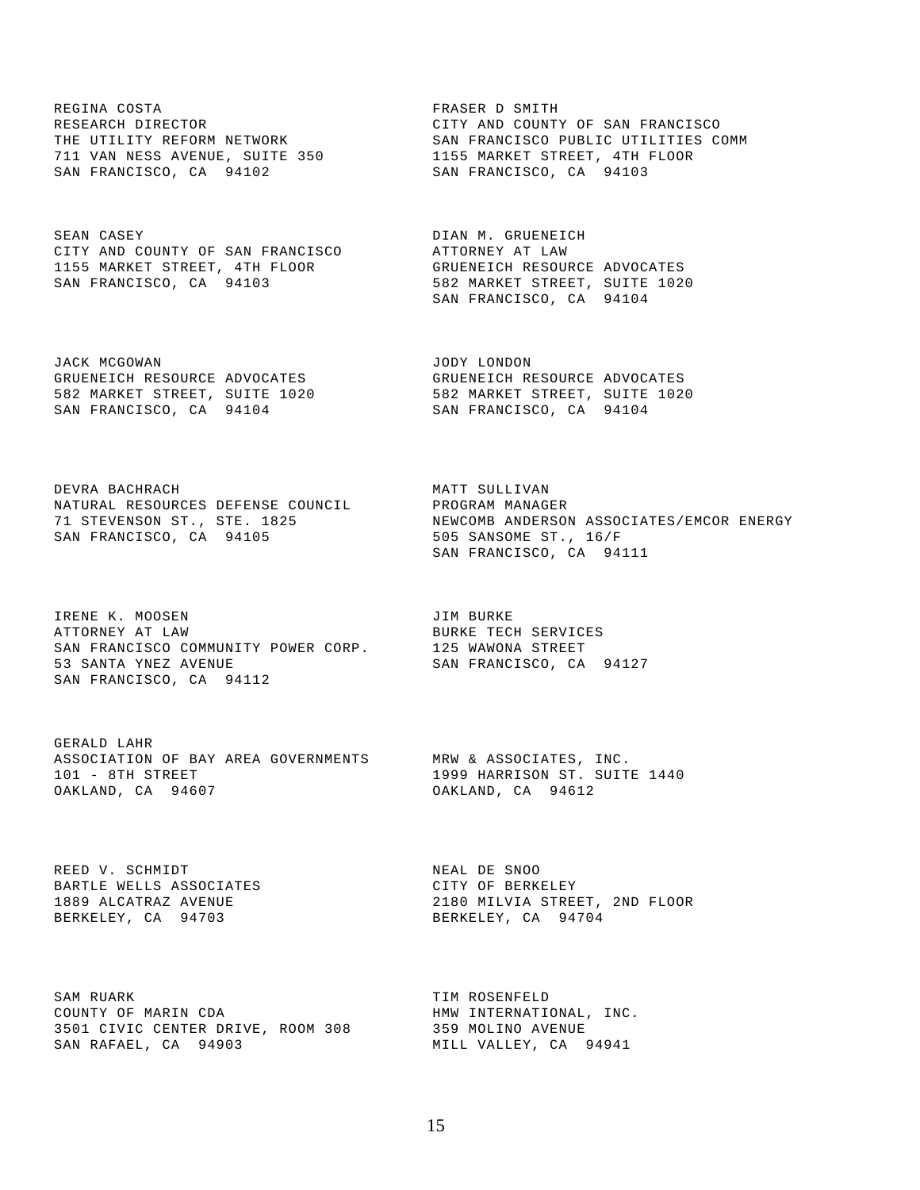REGINA COSTA
RESEARCH DIRECTOR
THE UTILITY REFORM NETWORK
711 VAN NESS AVENUE, SUITE 350
SAN FRANCISCO, CA 94102

FRASER D SMITH
CITY AND COUNTY OF SAN FRANCISCO
SAN FRANCISCO PUBLIC UTILITIES COMM
1155 MARKET STREET, 4TH FLOOR
SAN FRANCISCO, CA 94103

SEAN CASEY
CITY AND COUNTY OF SAN FRANCISCO
1155 MARKET STREET, 4TH FLOOR
SAN FRANCISCO, CA 94103

DIAN M. GRUENEICH
ATTORNEY AT LAW
GRUENEICH RESOURCE ADVOCATES
582 MARKET STREET, SUITE 1020
SAN FRANCISCO, CA 94104

JACK MCGOWAN
GRUENEICH RESOURCE ADVOCATES
582 MARKET STREET, SUITE 1020
SAN FRANCISCO, CA 94104

JODY LONDON
GRUENEICH RESOURCE ADVOCATES
582 MARKET STREET, SUITE 1020
SAN FRANCISCO, CA 94104

DEVRA BACHRACH
NATURAL RESOURCES DEFENSE COUNCIL
71 STEVENSON ST., STE. 1825
SAN FRANCISCO, CA 94105

MATT SULLIVAN
PROGRAM MANAGER
NEWCOMB ANDERSON ASSOCIATES/EMCOR ENERGY
505 SANSOME ST., 16/F
SAN FRANCISCO, CA 94111

IRENE K. MOOSEN
ATTORNEY AT LAW
SAN FRANCISCO COMMUNITY POWER CORP.
53 SANTA YNEZ AVENUE
SAN FRANCISCO, CA 94112

JIM BURKE
BURKE TECH SERVICES
125 WAWONA STREET
SAN FRANCISCO, CA 94127

GERALD LAHR
ASSOCIATION OF BAY AREA GOVERNMENTS
101 - 8TH STREET
OAKLAND, CA 94607

MRW & ASSOCIATES, INC.
1999 HARRISON ST. SUITE 1440
OAKLAND, CA 94612

REED V. SCHMIDT
BARTLE WELLS ASSOCIATES
1889 ALCATRAZ AVENUE
BERKELEY, CA 94703

NEAL DE SNOO
CITY OF BERKELEY
2180 MILVIA STREET, 2ND FLOOR
BERKELEY, CA 94704

SAM RUARK
COUNTY OF MARIN CDA
3501 CIVIC CENTER DRIVE, ROOM 308
SAN RAFAEL, CA 94903

TIM ROSENFELD
HMW INTERNATIONAL, INC.
359 MOLINO AVENUE
MILL VALLEY, CA 94941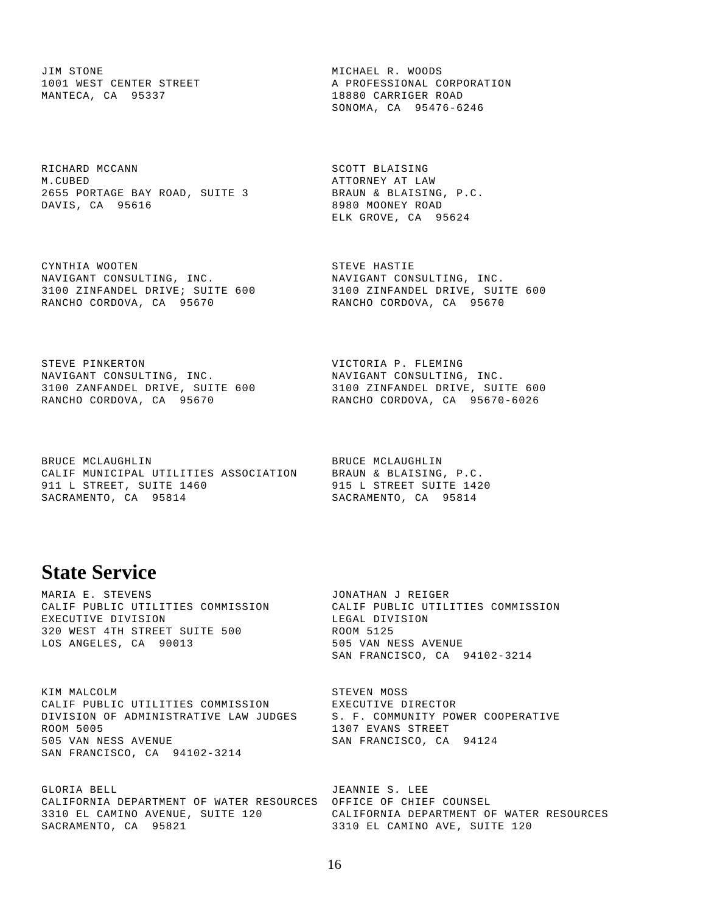JIM STONE
1001 WEST CENTER STREET
MANTECA, CA 95337

MICHAEL R. WOODS
A PROFESSIONAL CORPORATION
18880 CARRIGER ROAD
SONOMA, CA 95476-6246

RICHARD MCCANN
M.CUBED
2655 PORTAGE BAY ROAD, SUITE 3
DAVIS, CA 95616

SCOTT BLAISING
ATTORNEY AT LAW
BRAUN & BLAISING, P.C.
8980 MOONEY ROAD
ELK GROVE, CA 95624

CYNTHIA WOOTEN
NAVIGANT CONSULTING, INC.
3100 ZINFANDEL DRIVE; SUITE 600
RANCHO CORDOVA, CA 95670

STEVE HASTIE
NAVIGANT CONSULTING, INC.
3100 ZINFANDEL DRIVE, SUITE 600
RANCHO CORDOVA, CA 95670

STEVE PINKERTON
NAVIGANT CONSULTING, INC.
3100 ZANFANDEL DRIVE, SUITE 600
RANCHO CORDOVA, CA 95670

VICTORIA P. FLEMING
NAVIGANT CONSULTING, INC.
3100 ZINFANDEL DRIVE, SUITE 600
RANCHO CORDOVA, CA 95670-6026

BRUCE MCLAUGHLIN
CALIF MUNICIPAL UTILITIES ASSOCIATION
911 L STREET, SUITE 1460
SACRAMENTO, CA 95814

BRUCE MCLAUGHLIN
BRAUN & BLAISING, P.C.
915 L STREET SUITE 1420
SACRAMENTO, CA 95814

# State Service

MARIA E. STEVENS
CALIF PUBLIC UTILITIES COMMISSION
EXECUTIVE DIVISION
320 WEST 4TH STREET SUITE 500
LOS ANGELES, CA 90013

JONATHAN J REIGER
CALIF PUBLIC UTILITIES COMMISSION
LEGAL DIVISION
ROOM 5125
505 VAN NESS AVENUE
SAN FRANCISCO, CA 94102-3214

KIM MALCOLM
CALIF PUBLIC UTILITIES COMMISSION
DIVISION OF ADMINISTRATIVE LAW JUDGES
ROOM 5005
505 VAN NESS AVENUE
SAN FRANCISCO, CA 94102-3214

STEVEN MOSS
EXECUTIVE DIRECTOR
S. F. COMMUNITY POWER COOPERATIVE
1307 EVANS STREET
SAN FRANCISCO, CA 94124

GLORIA BELL
CALIFORNIA DEPARTMENT OF WATER RESOURCES
3310 EL CAMINO AVENUE, SUITE 120
SACRAMENTO, CA 95821

JEANNIE S. LEE
OFFICE OF CHIEF COUNSEL
CALIFORNIA DEPARTMENT OF WATER RESOURCES
3310 EL CAMINO AVE, SUITE 120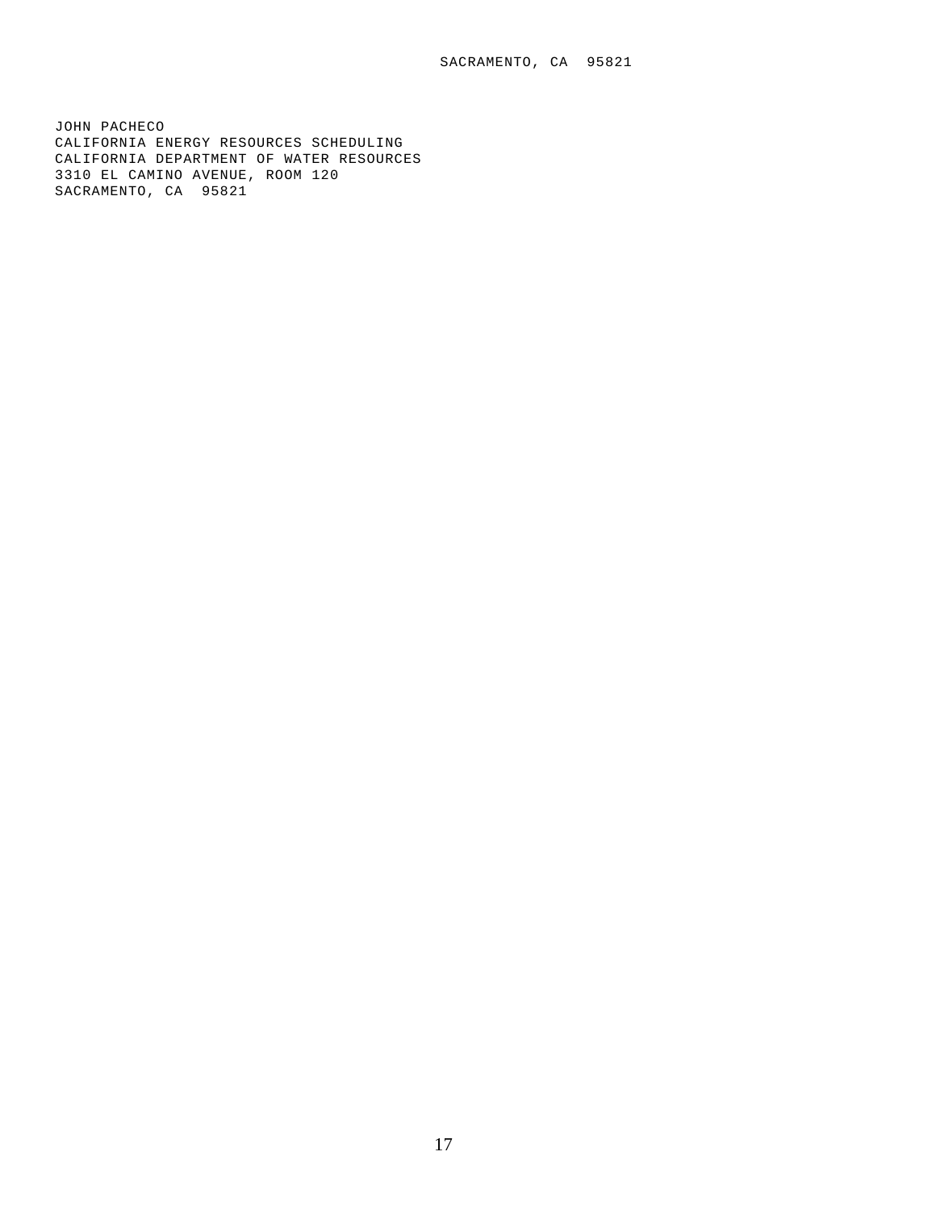SACRAMENTO, CA  95821

JOHN PACHECO  
CALIFORNIA ENERGY RESOURCES SCHEDULING  
CALIFORNIA DEPARTMENT OF WATER RESOURCES  
3310 EL CAMINO AVENUE, ROOM 120  
SACRAMENTO, CA  95821